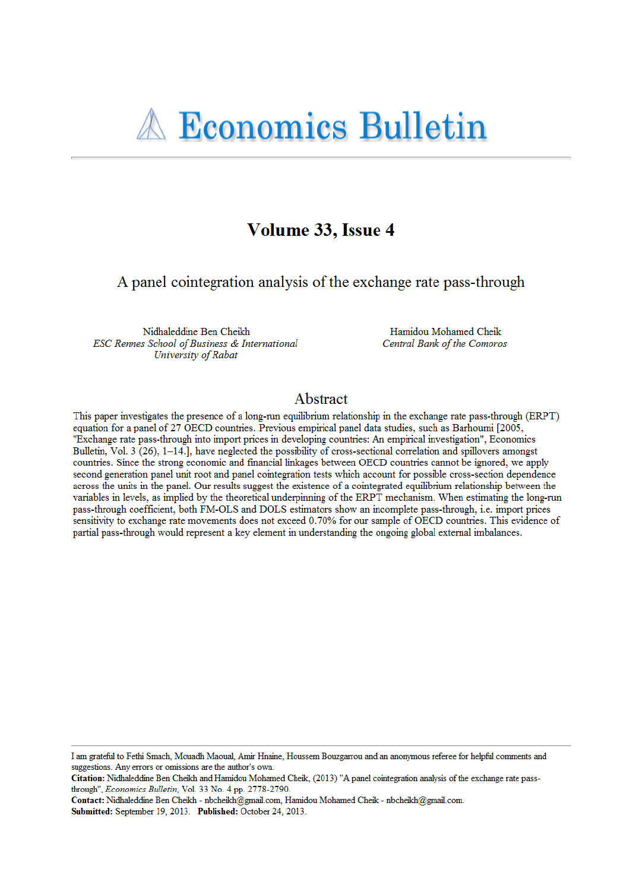# Economics Bulletin

## Volume 33, Issue 4

# A panel cointegration analysis of the exchange rate pass-through

Nidhaleddine Ben Cheikh
*ESC Rennes School of Business & International University of Rabat*

Hamidou Mohamed Cheik
*Central Bank of the Comoros*

## Abstract

This paper investigates the presence of a long-run equilibrium relationship in the exchange rate pass-through (ERPT) equation for a panel of 27 OECD countries. Previous empirical panel data studies, such as Barhoumi [2005, "Exchange rate pass-through into import prices in developing countries: An empirical investigation", Economics Bulletin, Vol. 3 (26), 1–14.], have neglected the possibility of cross-sectional correlation and spillovers amongst countries. Since the strong economic and financial linkages between OECD countries cannot be ignored, we apply second generation panel unit root and panel cointegration tests which account for possible cross-section dependence across the units in the panel. Our results suggest the existence of a cointegrated equilibrium relationship between the variables in levels, as implied by the theoretical underpinning of the ERPT mechanism. When estimating the long-run pass-through coefficient, both FM-OLS and DOLS estimators show an incomplete pass-through, i.e. import prices sensitivity to exchange rate movements does not exceed 0.70% for our sample of OECD countries. This evidence of partial pass-through would represent a key element in understanding the ongoing global external imbalances.

---

I am grateful to Fethi Smach, Mouadh Maoual, Amir Hnaine, Houssem Bouzgarrou and an anonymous referee for helpful comments and suggestions. Any errors or omissions are the author's own.
**Citation:** Nidhaleddine Ben Cheikh and Hamidou Mohamed Cheik, (2013) "A panel cointegration analysis of the exchange rate pass-through", *Economics Bulletin*, Vol. 33 No. 4 pp. 2778-2790.
**Contact:** Nidhaleddine Ben Cheikh - nbcheikh@gmail.com, Hamidou Mohamed Cheik - nbcheikh@gmail.com.
**Submitted:** September 19, 2013. **Published:** October 24, 2013.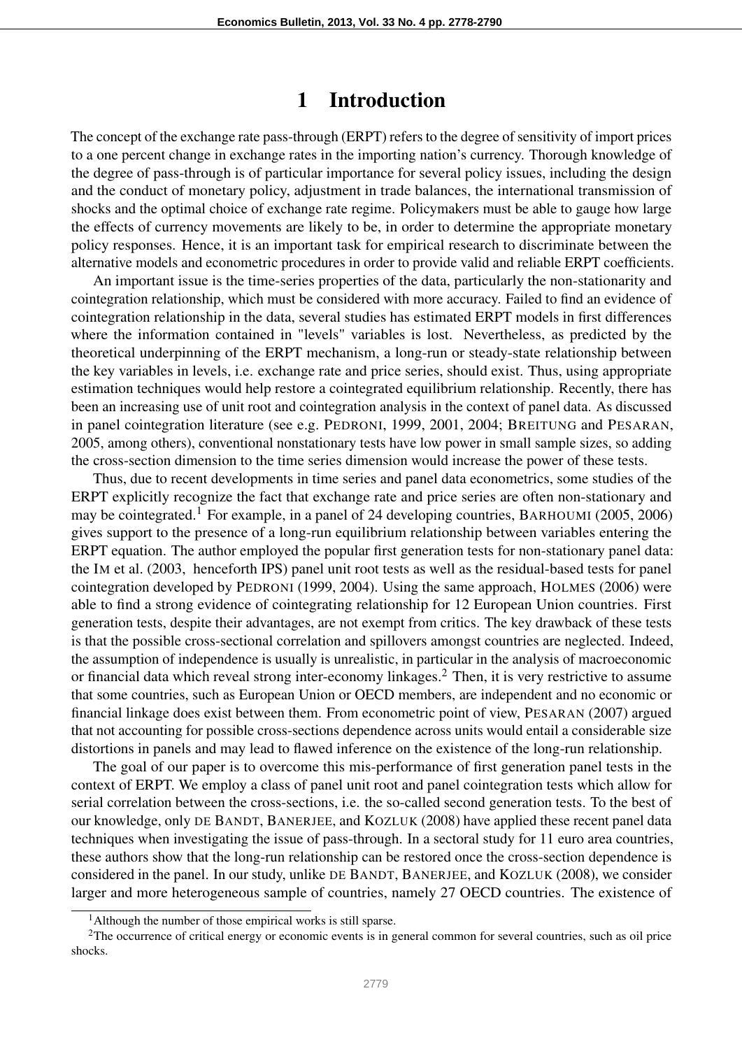# 1 Introduction

The concept of the exchange rate pass-through (ERPT) refers to the degree of sensitivity of import prices to a one percent change in exchange rates in the importing nation's currency. Thorough knowledge of the degree of pass-through is of particular importance for several policy issues, including the design and the conduct of monetary policy, adjustment in trade balances, the international transmission of shocks and the optimal choice of exchange rate regime. Policymakers must be able to gauge how large the effects of currency movements are likely to be, in order to determine the appropriate monetary policy responses. Hence, it is an important task for empirical research to discriminate between the alternative models and econometric procedures in order to provide valid and reliable ERPT coefficients.

An important issue is the time-series properties of the data, particularly the non-stationarity and cointegration relationship, which must be considered with more accuracy. Failed to find an evidence of cointegration relationship in the data, several studies has estimated ERPT models in first differences where the information contained in "levels" variables is lost. Nevertheless, as predicted by the theoretical underpinning of the ERPT mechanism, a long-run or steady-state relationship between the key variables in levels, i.e. exchange rate and price series, should exist. Thus, using appropriate estimation techniques would help restore a cointegrated equilibrium relationship. Recently, there has been an increasing use of unit root and cointegration analysis in the context of panel data. As discussed in panel cointegration literature (see e.g. PEDRONI, 1999, 2001, 2004; BREITUNG and PESARAN, 2005, among others), conventional nonstationary tests have low power in small sample sizes, so adding the cross-section dimension to the time series dimension would increase the power of these tests.

Thus, due to recent developments in time series and panel data econometrics, some studies of the ERPT explicitly recognize the fact that exchange rate and price series are often non-stationary and may be cointegrated.[1] For example, in a panel of 24 developing countries, BARHOUMI (2005, 2006) gives support to the presence of a long-run equilibrium relationship between variables entering the ERPT equation. The author employed the popular first generation tests for non-stationary panel data: the IM et al. (2003, henceforth IPS) panel unit root tests as well as the residual-based tests for panel cointegration developed by PEDRONI (1999, 2004). Using the same approach, HOLMES (2006) were able to find a strong evidence of cointegrating relationship for 12 European Union countries. First generation tests, despite their advantages, are not exempt from critics. The key drawback of these tests is that the possible cross-sectional correlation and spillovers amongst countries are neglected. Indeed, the assumption of independence is usually is unrealistic, in particular in the analysis of macroeconomic or financial data which reveal strong inter-economy linkages.[2] Then, it is very restrictive to assume that some countries, such as European Union or OECD members, are independent and no economic or financial linkage does exist between them. From econometric point of view, PESARAN (2007) argued that not accounting for possible cross-sections dependence across units would entail a considerable size distortions in panels and may lead to flawed inference on the existence of the long-run relationship.

The goal of our paper is to overcome this mis-performance of first generation panel tests in the context of ERPT. We employ a class of panel unit root and panel cointegration tests which allow for serial correlation between the cross-sections, i.e. the so-called second generation tests. To the best of our knowledge, only DE BANDT, BANERJEE, and KOZLUK (2008) have applied these recent panel data techniques when investigating the issue of pass-through. In a sectoral study for 11 euro area countries, these authors show that the long-run relationship can be restored once the cross-section dependence is considered in the panel. In our study, unlike DE BANDT, BANERJEE, and KOZLUK (2008), we consider larger and more heterogeneous sample of countries, namely 27 OECD countries. The existence of

[1] Although the number of those empirical works is still sparse.

[2] The occurrence of critical energy or economic events is in general common for several countries, such as oil price shocks.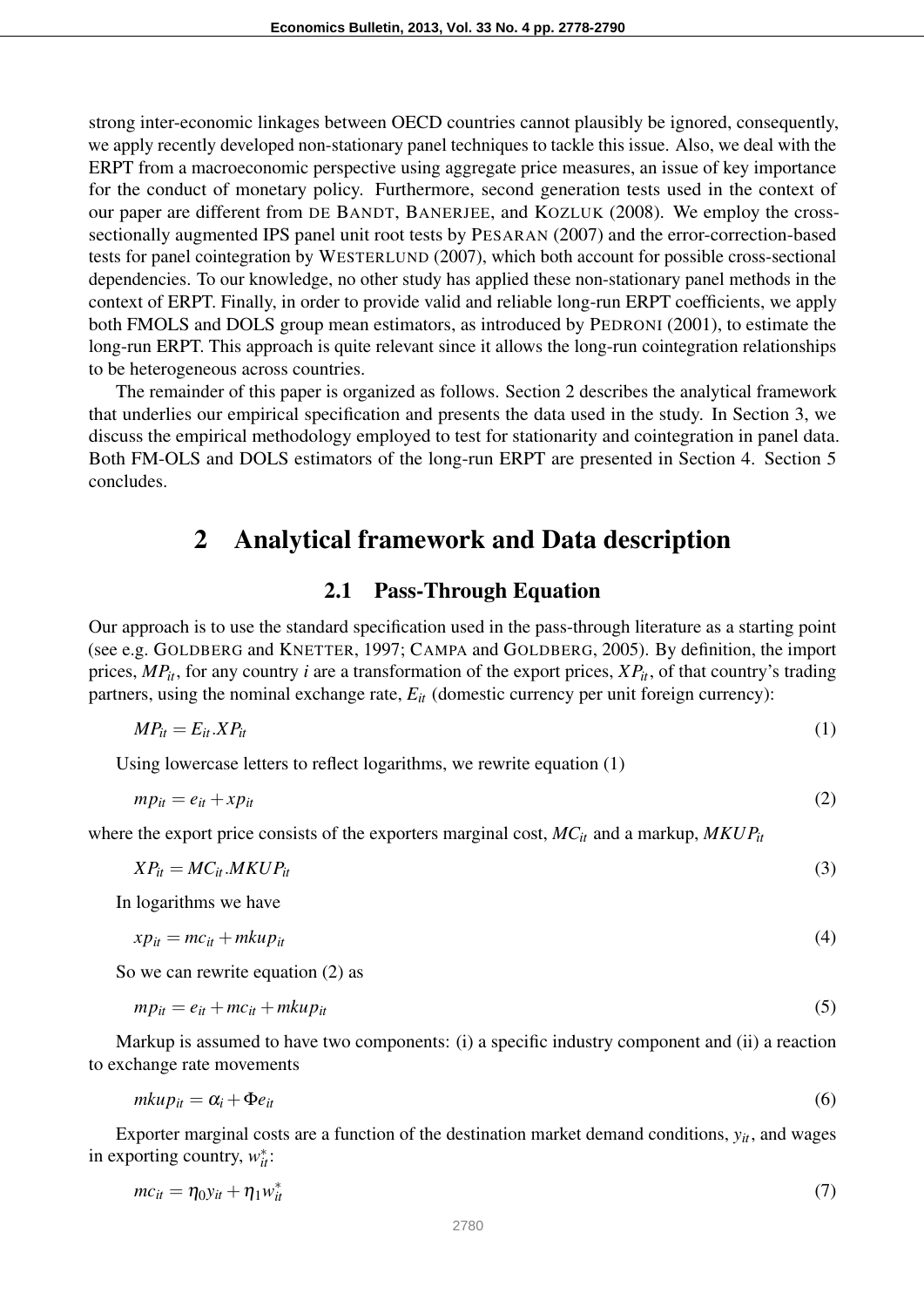strong inter-economic linkages between OECD countries cannot plausibly be ignored, consequently, we apply recently developed non-stationary panel techniques to tackle this issue. Also, we deal with the ERPT from a macroeconomic perspective using aggregate price measures, an issue of key importance for the conduct of monetary policy. Furthermore, second generation tests used in the context of our paper are different from DE BANDT, BANERJEE, and KOZLUK (2008). We employ the cross-sectionally augmented IPS panel unit root tests by PESARAN (2007) and the error-correction-based tests for panel cointegration by WESTERLUND (2007), which both account for possible cross-sectional dependencies. To our knowledge, no other study has applied these non-stationary panel methods in the context of ERPT. Finally, in order to provide valid and reliable long-run ERPT coefficients, we apply both FMOLS and DOLS group mean estimators, as introduced by PEDRONI (2001), to estimate the long-run ERPT. This approach is quite relevant since it allows the long-run cointegration relationships to be heterogeneous across countries.

The remainder of this paper is organized as follows. Section 2 describes the analytical framework that underlies our empirical specification and presents the data used in the study. In Section 3, we discuss the empirical methodology employed to test for stationarity and cointegration in panel data. Both FM-OLS and DOLS estimators of the long-run ERPT are presented in Section 4. Section 5 concludes.

# 2 Analytical framework and Data description

## 2.1 Pass-Through Equation

Our approach is to use the standard specification used in the pass-through literature as a starting point (see e.g. GOLDBERG and KNETTER, 1997; CAMPA and GOLDBERG, 2005). By definition, the import prices, $MP_{it}$, for any country $i$ are a transformation of the export prices, $XP_{it}$, of that country's trading partners, using the nominal exchange rate, $E_{it}$ (domestic currency per unit foreign currency):

$$MP_{it} = E_{it}.XP_{it} \tag{1}$$

Using lowercase letters to reflect logarithms, we rewrite equation (1)

$$mp_{it} = e_{it} + xp_{it} \tag{2}$$

where the export price consists of the exporters marginal cost, $MC_{it}$ and a markup, $MKUP_{it}$

$$XP_{it} = MC_{it}.MKUP_{it} \tag{3}$$

In logarithms we have

$$xp_{it} = mc_{it} + mkup_{it} \tag{4}$$

So we can rewrite equation (2) as

$$mp_{it} = e_{it} + mc_{it} + mkup_{it} \tag{5}$$

Markup is assumed to have two components: (i) a specific industry component and (ii) a reaction to exchange rate movements

$$mkup_{it} = \alpha_i + \Phi e_{it} \tag{6}$$

Exporter marginal costs are a function of the destination market demand conditions, $y_{it}$, and wages in exporting country, $w^*_{it}$:

$$mc_{it} = \eta_0 y_{it} + \eta_1 w^*_{it} \tag{7}$$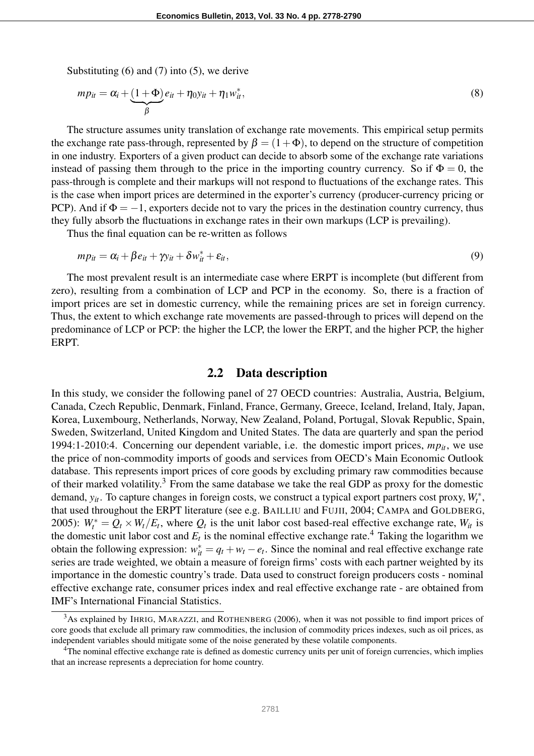Substituting (6) and (7) into (5), we derive

$$mp_{it} = \alpha_i + \underbrace{(1+\Phi)}_{\beta} e_{it} + \eta_0 y_{it} + \eta_1 w_{it}^*, \tag{8}$$

The structure assumes unity translation of exchange rate movements. This empirical setup permits the exchange rate pass-through, represented by $\beta = (1+\Phi)$, to depend on the structure of competition in one industry. Exporters of a given product can decide to absorb some of the exchange rate variations instead of passing them through to the price in the importing country currency. So if $\Phi = 0$, the pass-through is complete and their markups will not respond to fluctuations of the exchange rates. This is the case when import prices are determined in the exporter's currency (producer-currency pricing or PCP). And if $\Phi = -1$, exporters decide not to vary the prices in the destination country currency, thus they fully absorb the fluctuations in exchange rates in their own markups (LCP is prevailing).

Thus the final equation can be re-written as follows

$$mp_{it} = \alpha_i + \beta e_{it} + \gamma y_{it} + \delta w_{it}^* + \varepsilon_{it}, \tag{9}$$

The most prevalent result is an intermediate case where ERPT is incomplete (but different from zero), resulting from a combination of LCP and PCP in the economy. So, there is a fraction of import prices are set in domestic currency, while the remaining prices are set in foreign currency. Thus, the extent to which exchange rate movements are passed-through to prices will depend on the predominance of LCP or PCP: the higher the LCP, the lower the ERPT, and the higher PCP, the higher ERPT.

## 2.2 Data description

In this study, we consider the following panel of 27 OECD countries: Australia, Austria, Belgium, Canada, Czech Republic, Denmark, Finland, France, Germany, Greece, Iceland, Ireland, Italy, Japan, Korea, Luxembourg, Netherlands, Norway, New Zealand, Poland, Portugal, Slovak Republic, Spain, Sweden, Switzerland, United Kingdom and United States. The data are quarterly and span the period 1994:1-2010:4. Concerning our dependent variable, i.e. the domestic import prices, $mp_{it}$, we use the price of non-commodity imports of goods and services from OECD's Main Economic Outlook database. This represents import prices of core goods by excluding primary raw commodities because of their marked volatility.[3] From the same database we take the real GDP as proxy for the domestic demand, $y_{it}$. To capture changes in foreign costs, we construct a typical export partners cost proxy, $W_t^*$, that used throughout the ERPT literature (see e.g. BAILLIU and FUJII, 2004; CAMPA and GOLDBERG, 2005): $W_t^* = Q_t \times W_t / E_t$, where $Q_t$ is the unit labor cost based-real effective exchange rate, $W_{it}$ is the domestic unit labor cost and $E_t$ is the nominal effective exchange rate.[4] Taking the logarithm we obtain the following expression: $w_{it}^* = q_t + w_t - e_t$. Since the nominal and real effective exchange rate series are trade weighted, we obtain a measure of foreign firms' costs with each partner weighted by its importance in the domestic country's trade. Data used to construct foreign producers costs - nominal effective exchange rate, consumer prices index and real effective exchange rate - are obtained from IMF's International Financial Statistics.

[3] As explained by IHRIG, MARAZZI, and ROTHENBERG (2006), when it was not possible to find import prices of core goods that exclude all primary raw commodities, the inclusion of commodity prices indexes, such as oil prices, as independent variables should mitigate some of the noise generated by these volatile components.

[4] The nominal effective exchange rate is defined as domestic currency units per unit of foreign currencies, which implies that an increase represents a depreciation for home country.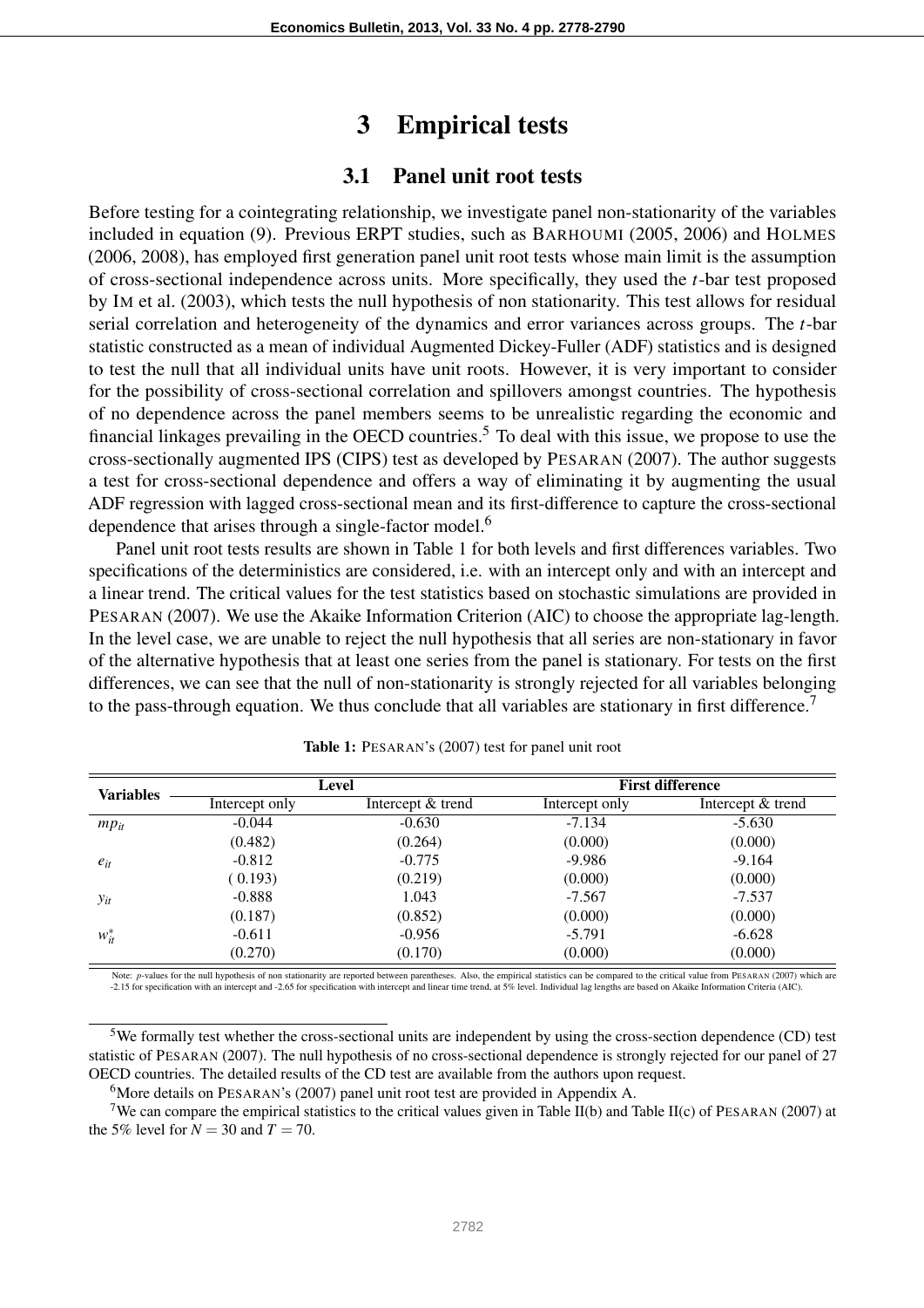# 3 Empirical tests

## 3.1 Panel unit root tests

Before testing for a cointegrating relationship, we investigate panel non-stationarity of the variables included in equation (9). Previous ERPT studies, such as BARHOUMI (2005, 2006) and HOLMES (2006, 2008), has employed first generation panel unit root tests whose main limit is the assumption of cross-sectional independence across units. More specifically, they used the $t$-bar test proposed by IM et al. (2003), which tests the null hypothesis of non stationarity. This test allows for residual serial correlation and heterogeneity of the dynamics and error variances across groups. The $t$-bar statistic constructed as a mean of individual Augmented Dickey-Fuller (ADF) statistics and is designed to test the null that all individual units have unit roots. However, it is very important to consider for the possibility of cross-sectional correlation and spillovers amongst countries. The hypothesis of no dependence across the panel members seems to be unrealistic regarding the economic and financial linkages prevailing in the OECD countries.[5] To deal with this issue, we propose to use the cross-sectionally augmented IPS (CIPS) test as developed by PESARAN (2007). The author suggests a test for cross-sectional dependence and offers a way of eliminating it by augmenting the usual ADF regression with lagged cross-sectional mean and its first-difference to capture the cross-sectional dependence that arises through a single-factor model.[6]

Panel unit root tests results are shown in Table 1 for both levels and first differences variables. Two specifications of the deterministics are considered, i.e. with an intercept only and with an intercept and a linear trend. The critical values for the test statistics based on stochastic simulations are provided in PESARAN (2007). We use the Akaike Information Criterion (AIC) to choose the appropriate lag-length. In the level case, we are unable to reject the null hypothesis that all series are non-stationary in favor of the alternative hypothesis that at least one series from the panel is stationary. For tests on the first differences, we can see that the null of non-stationarity is strongly rejected for all variables belonging to the pass-through equation. We thus conclude that all variables are stationary in first difference.[7]

**Table 1:** PESARAN's (2007) test for panel unit root

| Variables | Level | | First difference | |
|---|---|---|---|---|
| | Intercept only | Intercept & trend | Intercept only | Intercept & trend |
| $mp_{it}$ | -0.044 | -0.630 | -7.134 | -5.630 |
| | (0.482) | (0.264) | (0.000) | (0.000) |
| $e_{it}$ | -0.812 | -0.775 | -9.986 | -9.164 |
| | ( 0.193) | (0.219) | (0.000) | (0.000) |
| $y_{it}$ | -0.888 | 1.043 | -7.567 | -7.537 |
| | (0.187) | (0.852) | (0.000) | (0.000) |
| $w^{*}_{it}$ | -0.611 | -0.956 | -5.791 | -6.628 |
| | (0.270) | (0.170) | (0.000) | (0.000) |

Note: $p$-values for the null hypothesis of non stationarity are reported between parentheses. Also, the empirical statistics can be compared to the critical value from PESARAN (2007) which are -2.15 for specification with an intercept and -2.65 for specification with intercept and linear time trend, at 5% level. Individual lag lengths are based on Akaike Information Criteria (AIC).

[5] We formally test whether the cross-sectional units are independent by using the cross-section dependence (CD) test statistic of PESARAN (2007). The null hypothesis of no cross-sectional dependence is strongly rejected for our panel of 27 OECD countries. The detailed results of the CD test are available from the authors upon request.

[6] More details on PESARAN's (2007) panel unit root test are provided in Appendix A.

[7] We can compare the empirical statistics to the critical values given in Table II(b) and Table II(c) of PESARAN (2007) at the 5% level for $N = 30$ and $T = 70$.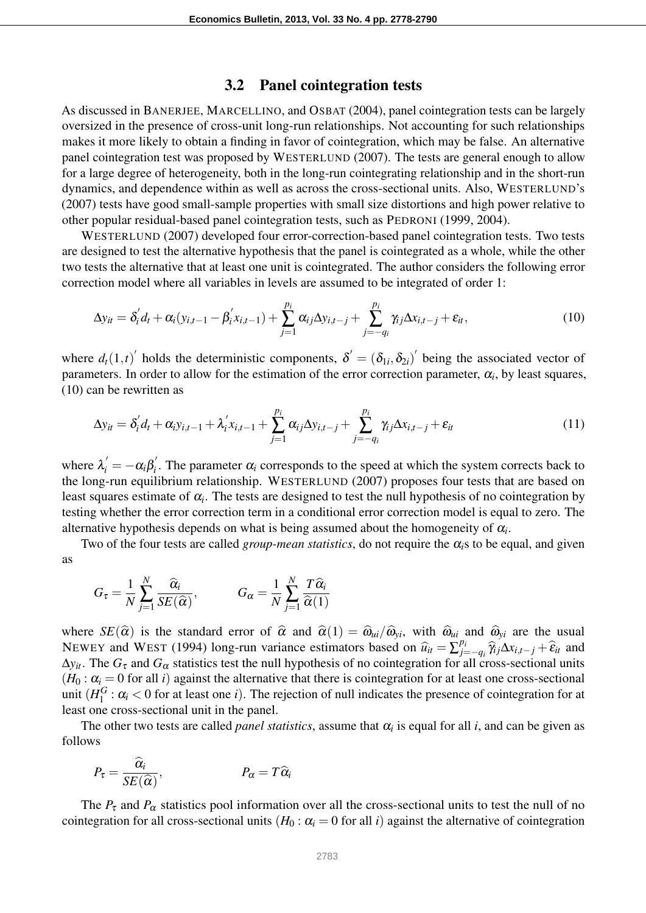### 3.2 Panel cointegration tests

As discussed in BANERJEE, MARCELLINO, and OSBAT (2004), panel cointegration tests can be largely oversized in the presence of cross-unit long-run relationships. Not accounting for such relationships makes it more likely to obtain a finding in favor of cointegration, which may be false. An alternative panel cointegration test was proposed by WESTERLUND (2007). The tests are general enough to allow for a large degree of heterogeneity, both in the long-run cointegrating relationship and in the short-run dynamics, and dependence within as well as across the cross-sectional units. Also, WESTERLUND's (2007) tests have good small-sample properties with small size distortions and high power relative to other popular residual-based panel cointegration tests, such as PEDRONI (1999, 2004).

WESTERLUND (2007) developed four error-correction-based panel cointegration tests. Two tests are designed to test the alternative hypothesis that the panel is cointegrated as a whole, while the other two tests the alternative that at least one unit is cointegrated. The author considers the following error correction model where all variables in levels are assumed to be integrated of order 1:

$$\Delta y_{it} = \delta_i^{'} d_t + \alpha_i(y_{i,t-1} - \beta_i^{'} x_{i,t-1}) + \sum_{j=1}^{p_i} \alpha_{ij}\Delta y_{i,t-j} + \sum_{j=-q_i}^{p_i} \gamma_{ij}\Delta x_{i,t-j} + \varepsilon_{it}, \tag{10}$$

where $d_t(1,t)^{'}$ holds the deterministic components, $\delta^{'} = (\delta_{1i}, \delta_{2i})^{'}$ being the associated vector of parameters. In order to allow for the estimation of the error correction parameter, $\alpha_i$, by least squares, (10) can be rewritten as

$$\Delta y_{it} = \delta_i^{'} d_t + \alpha_i y_{i,t-1} + \lambda_i^{'} x_{i,t-1} + \sum_{j=1}^{p_i} \alpha_{ij}\Delta y_{i,t-j} + \sum_{j=-q_i}^{p_i} \gamma_{ij}\Delta x_{i,t-j} + \varepsilon_{it} \tag{11}$$

where $\lambda_i^{'} = -\alpha_i\beta_i^{'}$. The parameter $\alpha_i$ corresponds to the speed at which the system corrects back to the long-run equilibrium relationship. WESTERLUND (2007) proposes four tests that are based on least squares estimate of $\alpha_i$. The tests are designed to test the null hypothesis of no cointegration by testing whether the error correction term in a conditional error correction model is equal to zero. The alternative hypothesis depends on what is being assumed about the homogeneity of $\alpha_i$.

Two of the four tests are called *group-mean statistics*, do not require the $\alpha_i$s to be equal, and given as

$$G_\tau = \frac{1}{N}\sum_{j=1}^{N}\frac{\widehat{\alpha}_i}{SE(\widehat{\alpha})}, \qquad G_\alpha = \frac{1}{N}\sum_{j=1}^{N}\frac{T\widehat{\alpha}_i}{\widehat{\alpha}(1)}$$

where $SE(\widehat{\alpha})$ is the standard error of $\widehat{\alpha}$ and $\widehat{\alpha}(1) = \widehat{\omega}_{ui}/\widehat{\omega}_{yi}$, with $\widehat{\omega}_{ui}$ and $\widehat{\omega}_{yi}$ are the usual NEWEY and WEST (1994) long-run variance estimators based on $\widehat{u}_{it} = \sum_{j=-q_i}^{p_i}\widehat{\gamma}_{ij}\Delta x_{i,t-j} + \widehat{\varepsilon}_{it}$ and $\Delta y_{it}$. The $G_\tau$ and $G_\alpha$ statistics test the null hypothesis of no cointegration for all cross-sectional units ($H_0 : \alpha_i = 0$ for all $i$) against the alternative that there is cointegration for at least one cross-sectional unit ($H_1^G : \alpha_i < 0$ for at least one $i$). The rejection of null indicates the presence of cointegration for at least one cross-sectional unit in the panel.

The other two tests are called *panel statistics*, assume that $\alpha_i$ is equal for all $i$, and can be given as follows

$$P_\tau = \frac{\widehat{\alpha}_i}{SE(\widehat{\alpha})}, \qquad P_\alpha = T\widehat{\alpha}_i$$

The $P_\tau$ and $P_\alpha$ statistics pool information over all the cross-sectional units to test the null of no cointegration for all cross-sectional units ($H_0 : \alpha_i = 0$ for all $i$) against the alternative of cointegration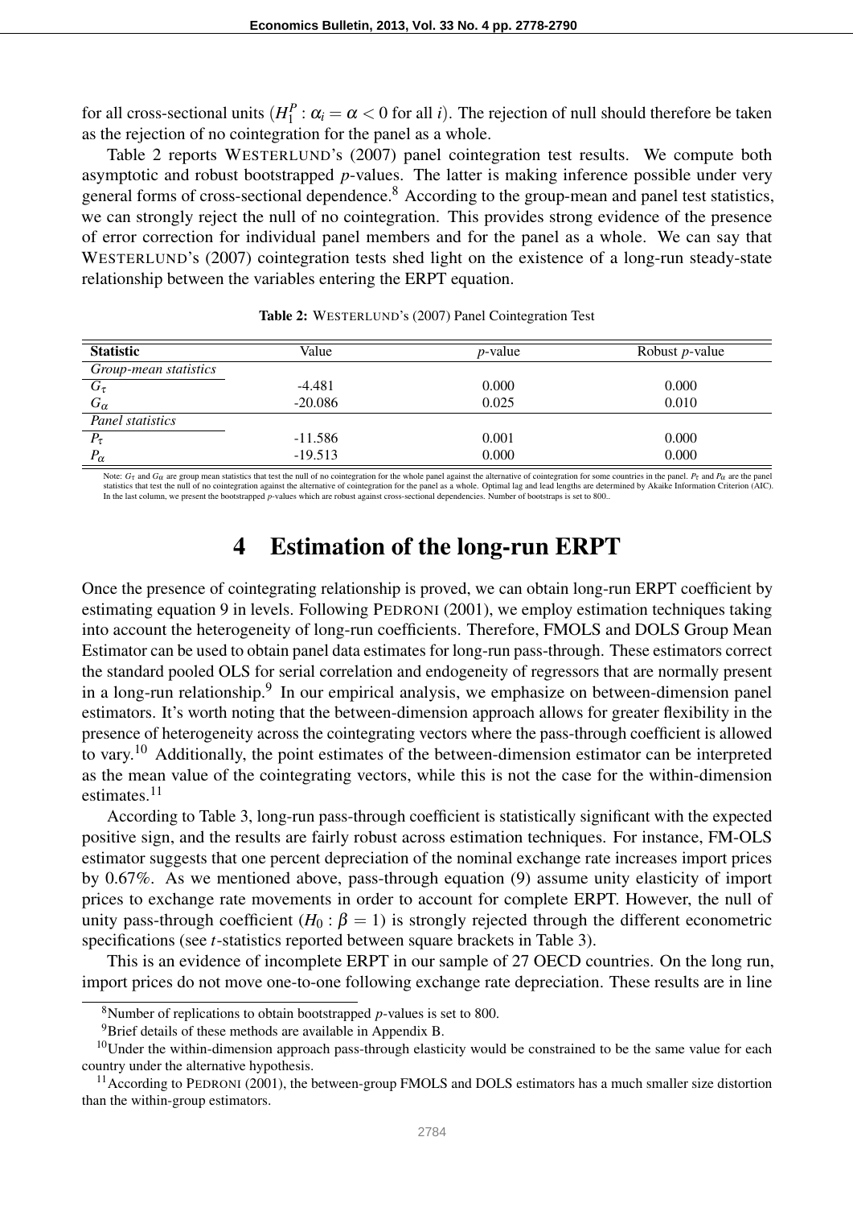for all cross-sectional units ($H_1^P : \alpha_i = \alpha < 0$ for all $i$). The rejection of null should therefore be taken as the rejection of no cointegration for the panel as a whole.

Table 2 reports WESTERLUND's (2007) panel cointegration test results. We compute both asymptotic and robust bootstrapped $p$-values. The latter is making inference possible under very general forms of cross-sectional dependence.[8] According to the group-mean and panel test statistics, we can strongly reject the null of no cointegration. This provides strong evidence of the presence of error correction for individual panel members and for the panel as a whole. We can say that WESTERLUND's (2007) cointegration tests shed light on the existence of a long-run steady-state relationship between the variables entering the ERPT equation.

**Table 2:** WESTERLUND's (2007) Panel Cointegration Test

| Statistic | Value | $p$-value | Robust $p$-value |
|---|---|---|---|
| *Group-mean statistics* | | | |
| $G_\tau$ | -4.481 | 0.000 | 0.000 |
| $G_\alpha$ | -20.086 | 0.025 | 0.010 |
| *Panel statistics* | | | |
| $P_\tau$ | -11.586 | 0.001 | 0.000 |
| $P_\alpha$ | -19.513 | 0.000 | 0.000 |

Note: $G_\tau$ and $G_\alpha$ are group mean statistics that test the null of no cointegration for the whole panel against the alternative of cointegration for some countries in the panel. $P_\tau$ and $P_\alpha$ are the panel statistics that test the null of no cointegration against the alternative of cointegration for the panel as a whole. Optimal lag and lead lengths are determined by Akaike Information Criterion (AIC). In the last column, we present the bootstrapped $p$-values which are robust against cross-sectional dependencies. Number of bootstraps is set to 800..

# 4 Estimation of the long-run ERPT

Once the presence of cointegrating relationship is proved, we can obtain long-run ERPT coefficient by estimating equation 9 in levels. Following PEDRONI (2001), we employ estimation techniques taking into account the heterogeneity of long-run coefficients. Therefore, FMOLS and DOLS Group Mean Estimator can be used to obtain panel data estimates for long-run pass-through. These estimators correct the standard pooled OLS for serial correlation and endogeneity of regressors that are normally present in a long-run relationship.[9] In our empirical analysis, we emphasize on between-dimension panel estimators. It's worth noting that the between-dimension approach allows for greater flexibility in the presence of heterogeneity across the cointegrating vectors where the pass-through coefficient is allowed to vary.[10] Additionally, the point estimates of the between-dimension estimator can be interpreted as the mean value of the cointegrating vectors, while this is not the case for the within-dimension estimates.[11]

According to Table 3, long-run pass-through coefficient is statistically significant with the expected positive sign, and the results are fairly robust across estimation techniques. For instance, FM-OLS estimator suggests that one percent depreciation of the nominal exchange rate increases import prices by 0.67%. As we mentioned above, pass-through equation (9) assume unity elasticity of import prices to exchange rate movements in order to account for complete ERPT. However, the null of unity pass-through coefficient ($H_0 : \beta = 1$) is strongly rejected through the different econometric specifications (see $t$-statistics reported between square brackets in Table 3).

This is an evidence of incomplete ERPT in our sample of 27 OECD countries. On the long run, import prices do not move one-to-one following exchange rate depreciation. These results are in line

[8] Number of replications to obtain bootstrapped $p$-values is set to 800.

[9] Brief details of these methods are available in Appendix B.

[10] Under the within-dimension approach pass-through elasticity would be constrained to be the same value for each country under the alternative hypothesis.

[11] According to PEDRONI (2001), the between-group FMOLS and DOLS estimators has a much smaller size distortion than the within-group estimators.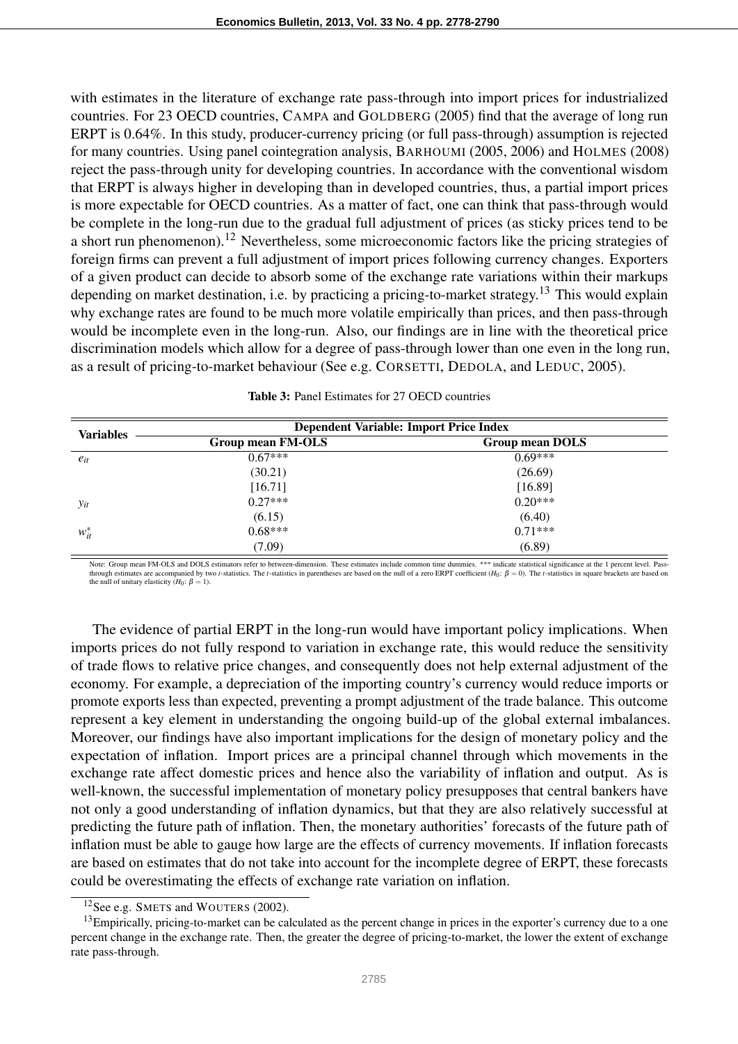with estimates in the literature of exchange rate pass-through into import prices for industrialized countries. For 23 OECD countries, CAMPA and GOLDBERG (2005) find that the average of long run ERPT is 0.64%. In this study, producer-currency pricing (or full pass-through) assumption is rejected for many countries. Using panel cointegration analysis, BARHOUMI (2005, 2006) and HOLMES (2008) reject the pass-through unity for developing countries. In accordance with the conventional wisdom that ERPT is always higher in developing than in developed countries, thus, a partial import prices is more expectable for OECD countries. As a matter of fact, one can think that pass-through would be complete in the long-run due to the gradual full adjustment of prices (as sticky prices tend to be a short run phenomenon).[12] Nevertheless, some microeconomic factors like the pricing strategies of foreign firms can prevent a full adjustment of import prices following currency changes. Exporters of a given product can decide to absorb some of the exchange rate variations within their markups depending on market destination, i.e. by practicing a pricing-to-market strategy.[13] This would explain why exchange rates are found to be much more volatile empirically than prices, and then pass-through would be incomplete even in the long-run. Also, our findings are in line with the theoretical price discrimination models which allow for a degree of pass-through lower than one even in the long run, as a result of pricing-to-market behaviour (See e.g. CORSETTI, DEDOLA, and LEDUC, 2005).

**Table 3:** Panel Estimates for 27 OECD countries

| Variables | Dependent Variable: Import Price Index | |
|---|---|---|
| | Group mean FM-OLS | Group mean DOLS |
| $e_{it}$ | 0.67*** | 0.69*** |
| | (30.21) | (26.69) |
| | [16.71] | [16.89] |
| $y_{it}$ | 0.27*** | 0.20*** |
| | (6.15) | (6.40) |
| $w^*_{it}$ | 0.68*** | 0.71*** |
| | (7.09) | (6.89) |

Note: Group mean FM-OLS and DOLS estimators refer to between-dimension. These estimates include common time dummies. *** indicate statistical significance at the 1 percent level. Pass-through estimates are accompanied by two $t$-statistics. The $t$-statistics in parentheses are based on the null of a zero ERPT coefficient ($H_0$: $\beta = 0$). The $t$-statistics in square brackets are based on the null of unitary elasticity ($H_0$: $\beta = 1$).

The evidence of partial ERPT in the long-run would have important policy implications. When imports prices do not fully respond to variation in exchange rate, this would reduce the sensitivity of trade flows to relative price changes, and consequently does not help external adjustment of the economy. For example, a depreciation of the importing country's currency would reduce imports or promote exports less than expected, preventing a prompt adjustment of the trade balance. This outcome represent a key element in understanding the ongoing build-up of the global external imbalances. Moreover, our findings have also important implications for the design of monetary policy and the expectation of inflation. Import prices are a principal channel through which movements in the exchange rate affect domestic prices and hence also the variability of inflation and output. As is well-known, the successful implementation of monetary policy presupposes that central bankers have not only a good understanding of inflation dynamics, but that they are also relatively successful at predicting the future path of inflation. Then, the monetary authorities' forecasts of the future path of inflation must be able to gauge how large are the effects of currency movements. If inflation forecasts are based on estimates that do not take into account for the incomplete degree of ERPT, these forecasts could be overestimating the effects of exchange rate variation on inflation.

[12] See e.g. SMETS and WOUTERS (2002).

[13] Empirically, pricing-to-market can be calculated as the percent change in prices in the exporter's currency due to a one percent change in the exchange rate. Then, the greater the degree of pricing-to-market, the lower the extent of exchange rate pass-through.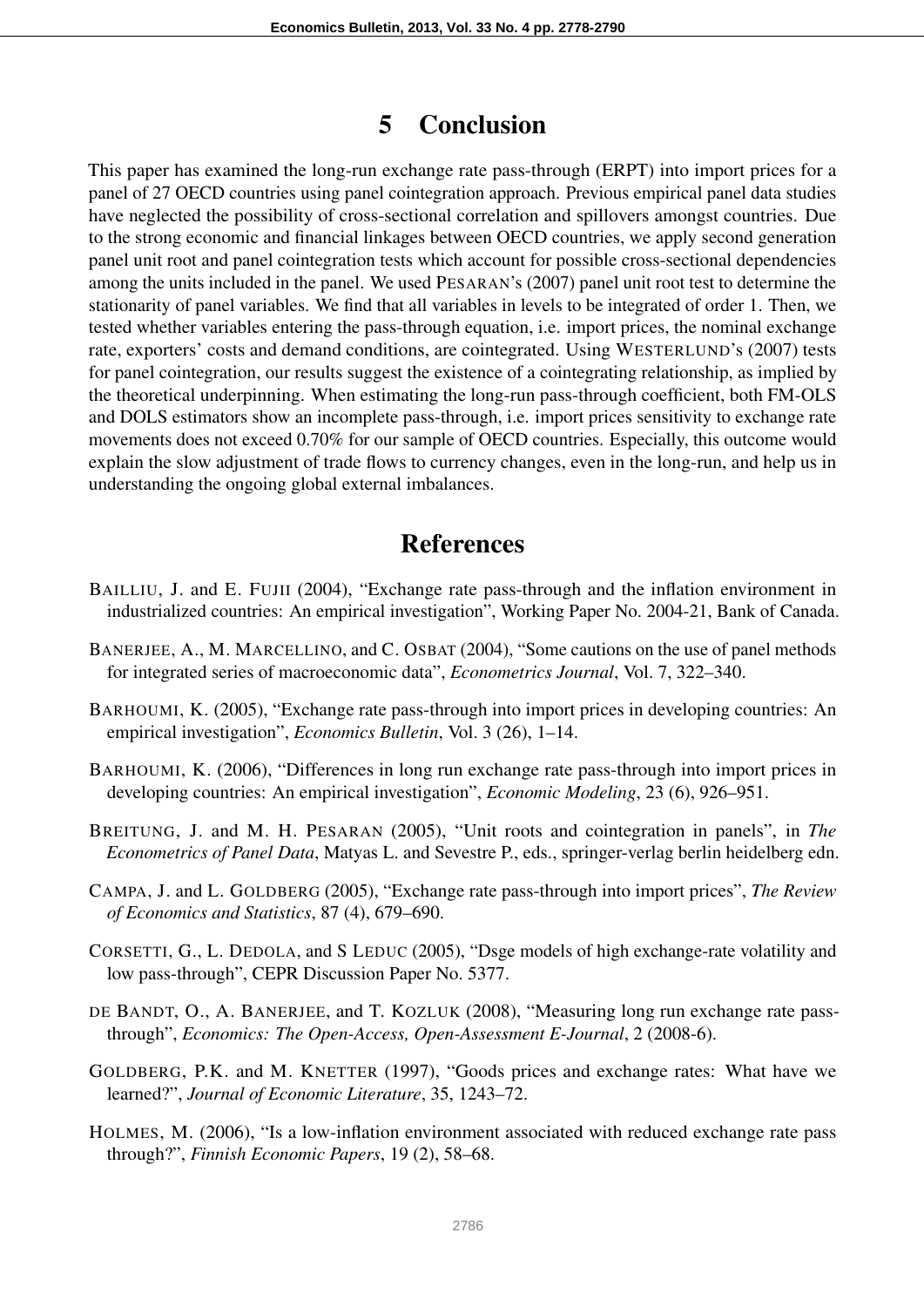# 5 Conclusion

This paper has examined the long-run exchange rate pass-through (ERPT) into import prices for a panel of 27 OECD countries using panel cointegration approach. Previous empirical panel data studies have neglected the possibility of cross-sectional correlation and spillovers amongst countries. Due to the strong economic and financial linkages between OECD countries, we apply second generation panel unit root and panel cointegration tests which account for possible cross-sectional dependencies among the units included in the panel. We used PESARAN's (2007) panel unit root test to determine the stationarity of panel variables. We find that all variables in levels to be integrated of order 1. Then, we tested whether variables entering the pass-through equation, i.e. import prices, the nominal exchange rate, exporters' costs and demand conditions, are cointegrated. Using WESTERLUND's (2007) tests for panel cointegration, our results suggest the existence of a cointegrating relationship, as implied by the theoretical underpinning. When estimating the long-run pass-through coefficient, both FM-OLS and DOLS estimators show an incomplete pass-through, i.e. import prices sensitivity to exchange rate movements does not exceed 0.70% for our sample of OECD countries. Especially, this outcome would explain the slow adjustment of trade flows to currency changes, even in the long-run, and help us in understanding the ongoing global external imbalances.

# References

BAILLIU, J. and E. FUJII (2004), "Exchange rate pass-through and the inflation environment in industrialized countries: An empirical investigation", Working Paper No. 2004-21, Bank of Canada.

BANERJEE, A., M. MARCELLINO, and C. OSBAT (2004), "Some cautions on the use of panel methods for integrated series of macroeconomic data", *Econometrics Journal*, Vol. 7, 322–340.

BARHOUMI, K. (2005), "Exchange rate pass-through into import prices in developing countries: An empirical investigation", *Economics Bulletin*, Vol. 3 (26), 1–14.

BARHOUMI, K. (2006), "Differences in long run exchange rate pass-through into import prices in developing countries: An empirical investigation", *Economic Modeling*, 23 (6), 926–951.

BREITUNG, J. and M. H. PESARAN (2005), "Unit roots and cointegration in panels", in *The Econometrics of Panel Data*, Matyas L. and Sevestre P., eds., springer-verlag berlin heidelberg edn.

CAMPA, J. and L. GOLDBERG (2005), "Exchange rate pass-through into import prices", *The Review of Economics and Statistics*, 87 (4), 679–690.

CORSETTI, G., L. DEDOLA, and S LEDUC (2005), "Dsge models of high exchange-rate volatility and low pass-through", CEPR Discussion Paper No. 5377.

DE BANDT, O., A. BANERJEE, and T. KOZLUK (2008), "Measuring long run exchange rate pass-through", *Economics: The Open-Access, Open-Assessment E-Journal*, 2 (2008-6).

GOLDBERG, P.K. and M. KNETTER (1997), "Goods prices and exchange rates: What have we learned?", *Journal of Economic Literature*, 35, 1243–72.

HOLMES, M. (2006), "Is a low-inflation environment associated with reduced exchange rate pass through?", *Finnish Economic Papers*, 19 (2), 58–68.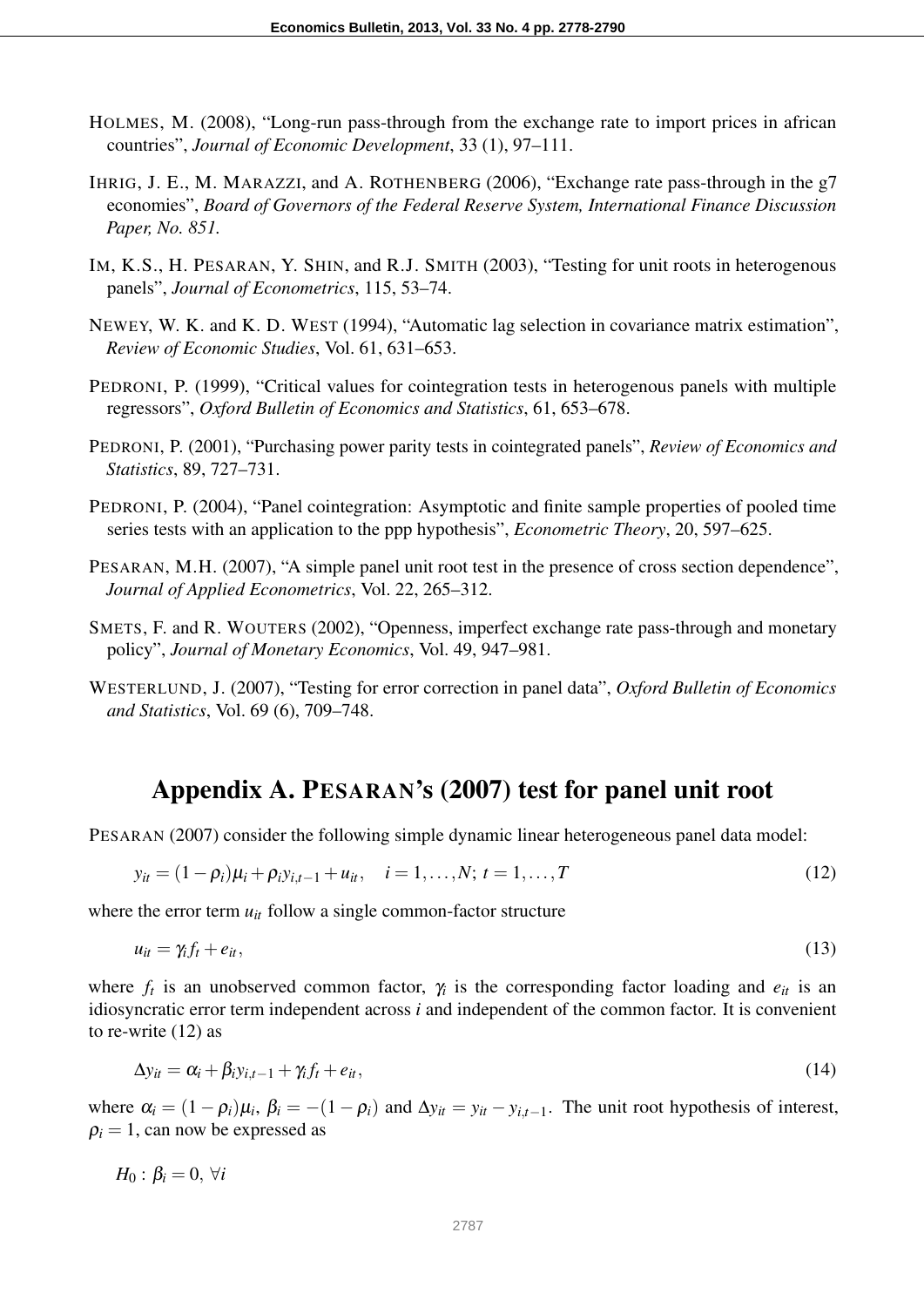HOLMES, M. (2008), "Long-run pass-through from the exchange rate to import prices in african countries", *Journal of Economic Development*, 33 (1), 97–111.

IHRIG, J. E., M. MARAZZI, and A. ROTHENBERG (2006), "Exchange rate pass-through in the g7 economies", *Board of Governors of the Federal Reserve System, International Finance Discussion Paper, No. 851.*

IM, K.S., H. PESARAN, Y. SHIN, and R.J. SMITH (2003), "Testing for unit roots in heterogenous panels", *Journal of Econometrics*, 115, 53–74.

NEWEY, W. K. and K. D. WEST (1994), "Automatic lag selection in covariance matrix estimation", *Review of Economic Studies*, Vol. 61, 631–653.

PEDRONI, P. (1999), "Critical values for cointegration tests in heterogenous panels with multiple regressors", *Oxford Bulletin of Economics and Statistics*, 61, 653–678.

PEDRONI, P. (2001), "Purchasing power parity tests in cointegrated panels", *Review of Economics and Statistics*, 89, 727–731.

PEDRONI, P. (2004), "Panel cointegration: Asymptotic and finite sample properties of pooled time series tests with an application to the ppp hypothesis", *Econometric Theory*, 20, 597–625.

PESARAN, M.H. (2007), "A simple panel unit root test in the presence of cross section dependence", *Journal of Applied Econometrics*, Vol. 22, 265–312.

SMETS, F. and R. WOUTERS (2002), "Openness, imperfect exchange rate pass-through and monetary policy", *Journal of Monetary Economics*, Vol. 49, 947–981.

WESTERLUND, J. (2007), "Testing for error correction in panel data", *Oxford Bulletin of Economics and Statistics*, Vol. 69 (6), 709–748.

# Appendix A. PESARAN's (2007) test for panel unit root

PESARAN (2007) consider the following simple dynamic linear heterogeneous panel data model:

$$y_{it} = (1-\rho_i)\mu_i + \rho_i y_{i,t-1} + u_{it}, \quad i = 1,\ldots,N;\ t = 1,\ldots,T \tag{12}$$

where the error term $u_{it}$ follow a single common-factor structure

$$u_{it} = \gamma_i f_t + e_{it}, \tag{13}$$

where $f_t$ is an unobserved common factor, $\gamma_i$ is the corresponding factor loading and $e_{it}$ is an idiosyncratic error term independent across $i$ and independent of the common factor. It is convenient to re-write (12) as

$$\Delta y_{it} = \alpha_i + \beta_i y_{i,t-1} + \gamma_i f_t + e_{it}, \tag{14}$$

where $\alpha_i = (1-\rho_i)\mu_i$, $\beta_i = -(1-\rho_i)$ and $\Delta y_{it} = y_{it} - y_{i,t-1}$. The unit root hypothesis of interest, $\rho_i = 1$, can now be expressed as

$$H_0 : \beta_i = 0,\ \forall i$$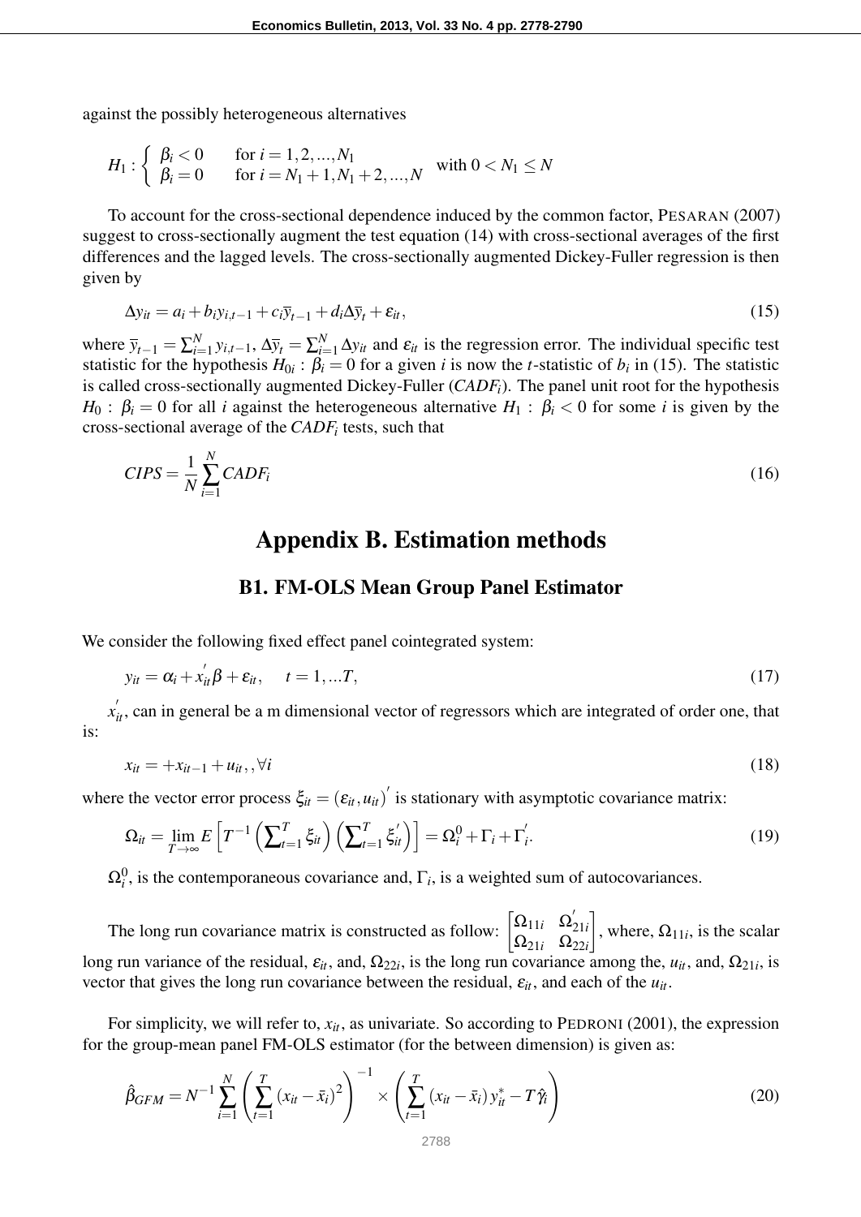against the possibly heterogeneous alternatives

$$H_1 : \begin{cases} \beta_i < 0 & \text{for } i = 1, 2, ..., N_1 \\ \beta_i = 0 & \text{for } i = N_1 + 1, N_1 + 2, ..., N \end{cases} \quad \text{with } 0 < N_1 \leq N$$

To account for the cross-sectional dependence induced by the common factor, PESARAN (2007) suggest to cross-sectionally augment the test equation (14) with cross-sectional averages of the first differences and the lagged levels. The cross-sectionally augmented Dickey-Fuller regression is then given by

$$\Delta y_{it} = a_i + b_i y_{i,t-1} + c_i \overline{y}_{t-1} + d_i \Delta \overline{y}_t + \varepsilon_{it}, \tag{15}$$

where $\overline{y}_{t-1} = \sum_{i=1}^{N} y_{i,t-1}$, $\Delta \overline{y}_t = \sum_{i=1}^{N} \Delta y_{it}$ and $\varepsilon_{it}$ is the regression error. The individual specific test statistic for the hypothesis $H_{0i} : \beta_i = 0$ for a given $i$ is now the $t$-statistic of $b_i$ in (15). The statistic is called cross-sectionally augmented Dickey-Fuller ($CADF_i$). The panel unit root for the hypothesis $H_0 : \beta_i = 0$ for all $i$ against the heterogeneous alternative $H_1 : \beta_i < 0$ for some $i$ is given by the cross-sectional average of the $CADF_i$ tests, such that

$$CIPS = \frac{1}{N} \sum_{i=1}^{N} CADF_i \tag{16}$$

# Appendix B. Estimation methods

## B1. FM-OLS Mean Group Panel Estimator

We consider the following fixed effect panel cointegrated system:

$$y_{it} = \alpha_i + x_{it}^{'} \beta + \varepsilon_{it}, \quad t = 1, ...T, \tag{17}$$

$x_{it}^{'}$, can in general be a m dimensional vector of regressors which are integrated of order one, that is:

$$x_{it} = +x_{it-1} + u_{it}, , \forall i \tag{18}$$

where the vector error process $\xi_{it} = (\varepsilon_{it}, u_{it})^{'}$ is stationary with asymptotic covariance matrix:

$$\Omega_{it} = \lim_{T \to \infty} E\left[T^{-1} \left(\sum_{t=1}^{T} \xi_{it}\right) \left(\sum_{t=1}^{T} \xi_{it}^{'}\right)\right] = \Omega_i^0 + \Gamma_i + \Gamma_i^{'}. \tag{19}$$

$\Omega_i^0$, is the contemporaneous covariance and, $\Gamma_i$, is a weighted sum of autocovariances.

The long run covariance matrix is constructed as follow: $\begin{bmatrix} \Omega_{11i} & \Omega_{21i}^{'} \\ \Omega_{21i} & \Omega_{22i} \end{bmatrix}$, where, $\Omega_{11i}$, is the scalar long run variance of the residual, $\varepsilon_{it}$, and, $\Omega_{22i}$, is the long run covariance among the, $u_{it}$, and, $\Omega_{21i}$, is vector that gives the long run covariance between the residual, $\varepsilon_{it}$, and each of the $u_{it}$.

For simplicity, we will refer to, $x_{it}$, as univariate. So according to PEDRONI (2001), the expression for the group-mean panel FM-OLS estimator (for the between dimension) is given as:

$$\hat{\beta}_{GFM} = N^{-1} \sum_{i=1}^{N} \left( \sum_{t=1}^{T} (x_{it} - \bar{x}_i)^2 \right)^{-1} \times \left( \sum_{t=1}^{T} (x_{it} - \bar{x}_i) y_{it}^{*} - T \hat{\gamma}_i \right) \tag{20}$$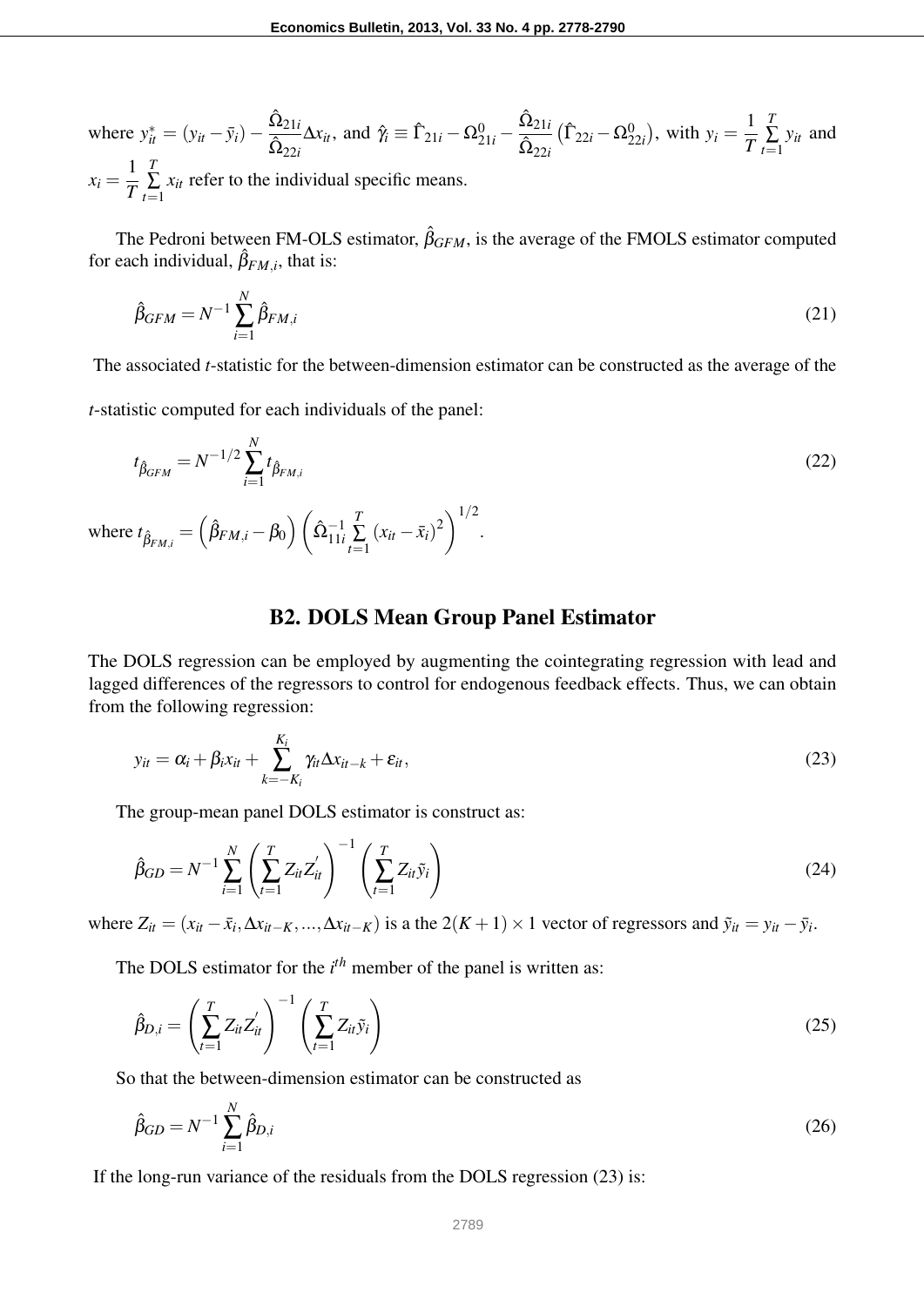where $y_{it}^{*} = (y_{it} - \bar{y}_i) - \frac{\hat{\Omega}_{21i}}{\hat{\Omega}_{22i}} \Delta x_{it}$, and $\hat{\gamma}_i \equiv \hat{\Gamma}_{21i} - \Omega_{21i}^{0} - \frac{\hat{\Omega}_{21i}}{\hat{\Omega}_{22i}} \left( \hat{\Gamma}_{22i} - \Omega_{22i}^{0} \right)$, with $y_i = \frac{1}{T} \sum_{t=1}^{T} y_{it}$ and $x_i = \frac{1}{T} \sum_{t=1}^{T} x_{it}$ refer to the individual specific means.

The Pedroni between FM-OLS estimator, $\hat{\beta}_{GFM}$, is the average of the FMOLS estimator computed for each individual, $\hat{\beta}_{FM,i}$, that is:

$$\hat{\beta}_{GFM} = N^{-1} \sum_{i=1}^{N} \hat{\beta}_{FM,i} \tag{21}$$

The associated *t*-statistic for the between-dimension estimator can be constructed as the average of the *t*-statistic computed for each individuals of the panel:

$$t_{\hat{\beta}_{GFM}} = N^{-1/2} \sum_{i=1}^{N} t_{\hat{\beta}_{FM,i}} \tag{22}$$

where $t_{\hat{\beta}_{FM,i}} = \left( \hat{\beta}_{FM,i} - \beta_0 \right) \left( \hat{\Omega}_{11i}^{-1} \sum_{t=1}^{T} (x_{it} - \bar{x}_i)^2 \right)^{1/2}$.

## B2. DOLS Mean Group Panel Estimator

The DOLS regression can be employed by augmenting the cointegrating regression with lead and lagged differences of the regressors to control for endogenous feedback effects. Thus, we can obtain from the following regression:

$$y_{it} = \alpha_i + \beta_i x_{it} + \sum_{k=-K_i}^{K_i} \gamma_{it} \Delta x_{it-k} + \varepsilon_{it}, \tag{23}$$

The group-mean panel DOLS estimator is construct as:

$$\hat{\beta}_{GD} = N^{-1} \sum_{i=1}^{N} \left( \sum_{t=1}^{T} Z_{it} Z_{it}^{'} \right)^{-1} \left( \sum_{t=1}^{T} Z_{it} \tilde{y}_i \right) \tag{24}$$

where $Z_{it} = (x_{it} - \bar{x}_i, \Delta x_{it-K}, ..., \Delta x_{it-K})$ is a the $2(K+1) \times 1$ vector of regressors and $\tilde{y}_{it} = y_{it} - \bar{y}_i$.

The DOLS estimator for the $i^{th}$ member of the panel is written as:

$$\hat{\beta}_{D,i} = \left( \sum_{t=1}^{T} Z_{it} Z_{it}^{'} \right)^{-1} \left( \sum_{t=1}^{T} Z_{it} \tilde{y}_i \right) \tag{25}$$

So that the between-dimension estimator can be constructed as

$$\hat{\beta}_{GD} = N^{-1} \sum_{i=1}^{N} \hat{\beta}_{D,i} \tag{26}$$

If the long-run variance of the residuals from the DOLS regression (23) is: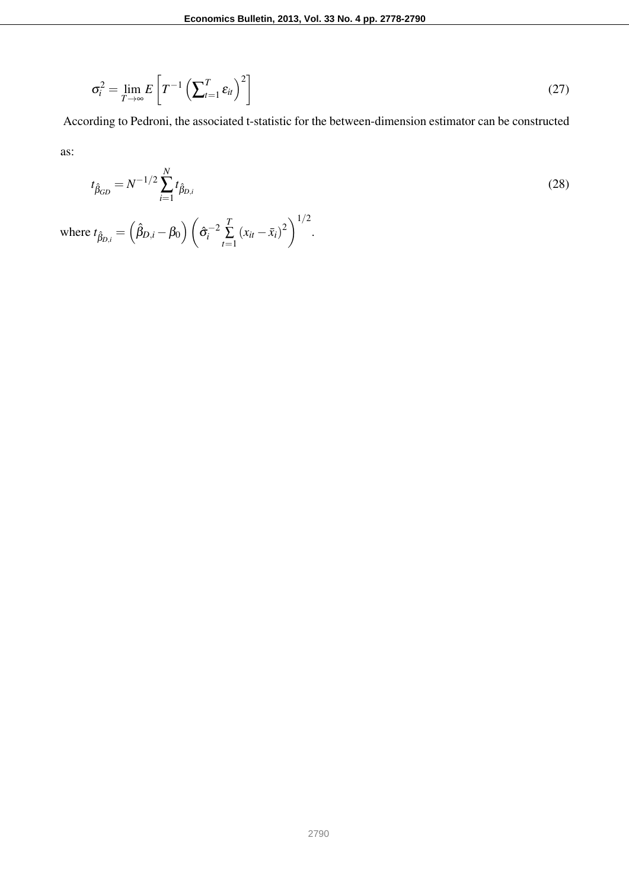$$\sigma_i^2 = \lim_{T \to \infty} E\left[T^{-1}\left(\sum_{t=1}^{T} \varepsilon_{it}\right)^2\right] \tag{27}$$

According to Pedroni, the associated t-statistic for the between-dimension estimator can be constructed as:

$$t_{\hat{\beta}_{GD}} = N^{-1/2} \sum_{i=1}^{N} t_{\hat{\beta}_{D,i}} \tag{28}$$

where $t_{\hat{\beta}_{D,i}} = \left(\hat{\beta}_{D,i} - \beta_0\right)\left(\hat{\sigma}_i^{-2} \sum_{t=1}^{T} (x_{it} - \bar{x}_i)^2\right)^{1/2}$.